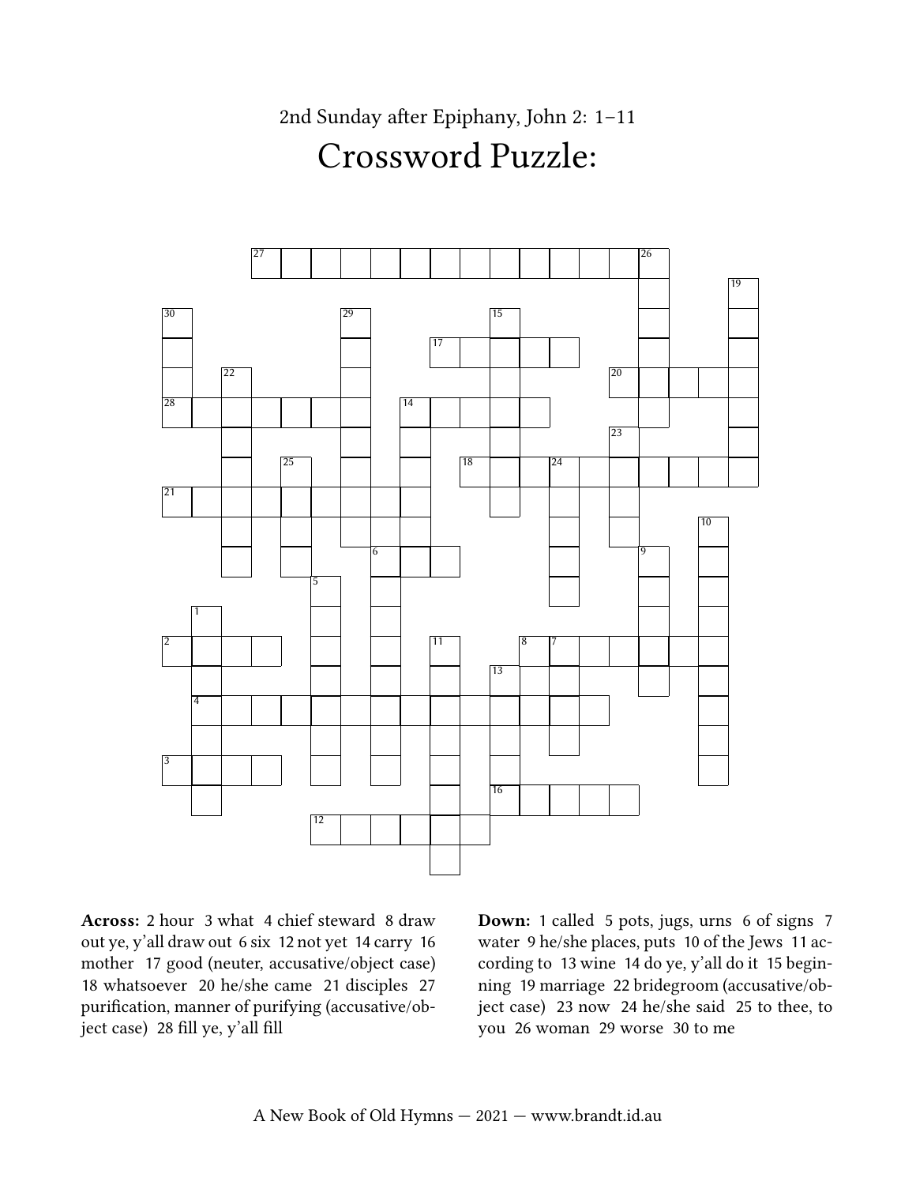2nd Sunday after Epiphany, John 2: 1–11

# Crossword Puzzle:

**Across:** 2 hour 3 what 4 chief steward 8 draw out ye, y'all draw out 6 six 12 not yet 14 carry 16 mother 17 good (neuter, accusative/object case) 18 whatsoever 20 he/she came 21 disciples 27 purification, manner of purifying (accusative/object case) 28 fill ye, y'all fill

**Down:** 1 called 5 pots, jugs, urns 6 of signs 7 water 9 he/she places, puts 10 of the Jews 11 according to 13 wine 14 do ye, y'all do it 15 beginning 19 marriage 22 bridegroom (accusative/object case) 23 now 24 he/she said 25 to thee, to you 26 woman 29 worse 30 to me

A New Book of Old Hymns — 2021 — www.brandt.id.au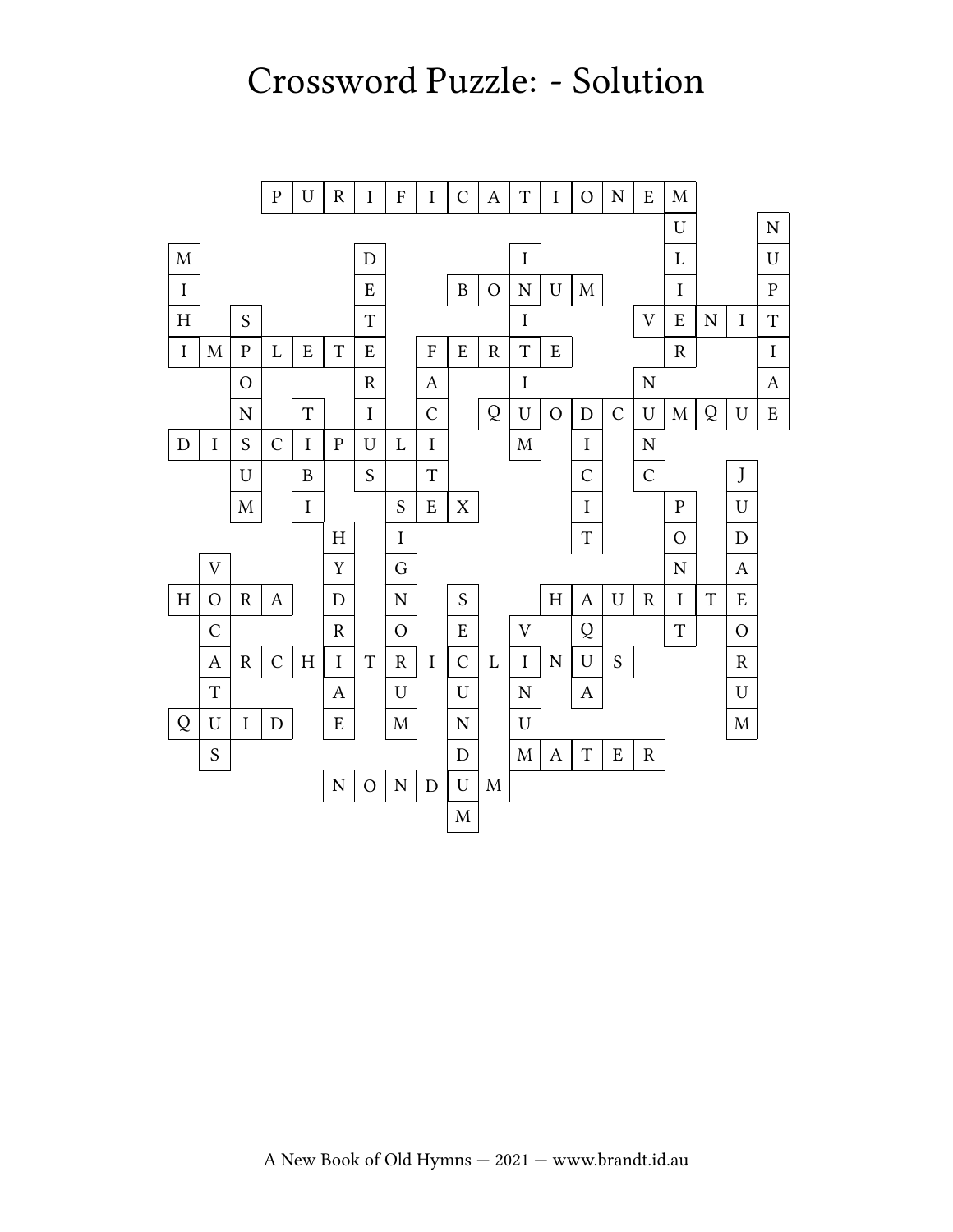# Crossword Puzzle: - Solution

| | | | | | | | | | | | | | | | | | | | |
|---|---|---|---|---|---|---|---|---|---|---|---|---|---|---|---|---|---|---|---|
| | | | P | U | R | I | F | I | C | A | T | I | O | N | E | M | | | |
| | | | | | | | | | | | | | | | | U | | | N |
| M | | | | | | D | | | | | I | | | | | L | | | U |
| I | | | | | | E | | | B | O | N | U | M | | | I | | | P |
| H | | S | | | | T | | | | | I | | | | V | E | N | I | T |
| I | M | P | L | E | T | E | | F | E | R | T | E | | | | R | | | I |
| | | O | | | | R | | A | | | I | | | | N | | | | A |
| | | N | | T | | I | | C | | Q | U | O | D | C | U | M | Q | U | E |
| D | I | S | C | I | P | U | L | I | | | M | | I | | N | | | | |
| | | U | | B | | S | | T | | | | | C | | C | | | J | |
| | | M | | I | | | S | E | X | | | | I | | | P | | U | |
| | | | | | H | | I | | | | | | T | | | O | | D | |
| | V | | | | Y | | G | | | | | | | | | N | | A | |
| H | O | R | A | | D | | N | | S | | | H | A | U | R | I | T | E | |
| | C | | | | R | | O | | E | | V | | Q | | | T | | O | |
| | A | R | C | H | I | T | R | I | C | L | I | N | U | S | | | | R | |
| | T | | | | A | | U | | U | | N | | A | | | | | U | |
| Q | U | I | D | | E | | M | | N | | U | | | | | | | M | |
| | S | | | | | | | | D | | M | A | T | E | R | | | | |
| | | | | | N | O | N | D | U | M | | | | | | | | | |
| | | | | | | | | | M | | | | | | | | | | |